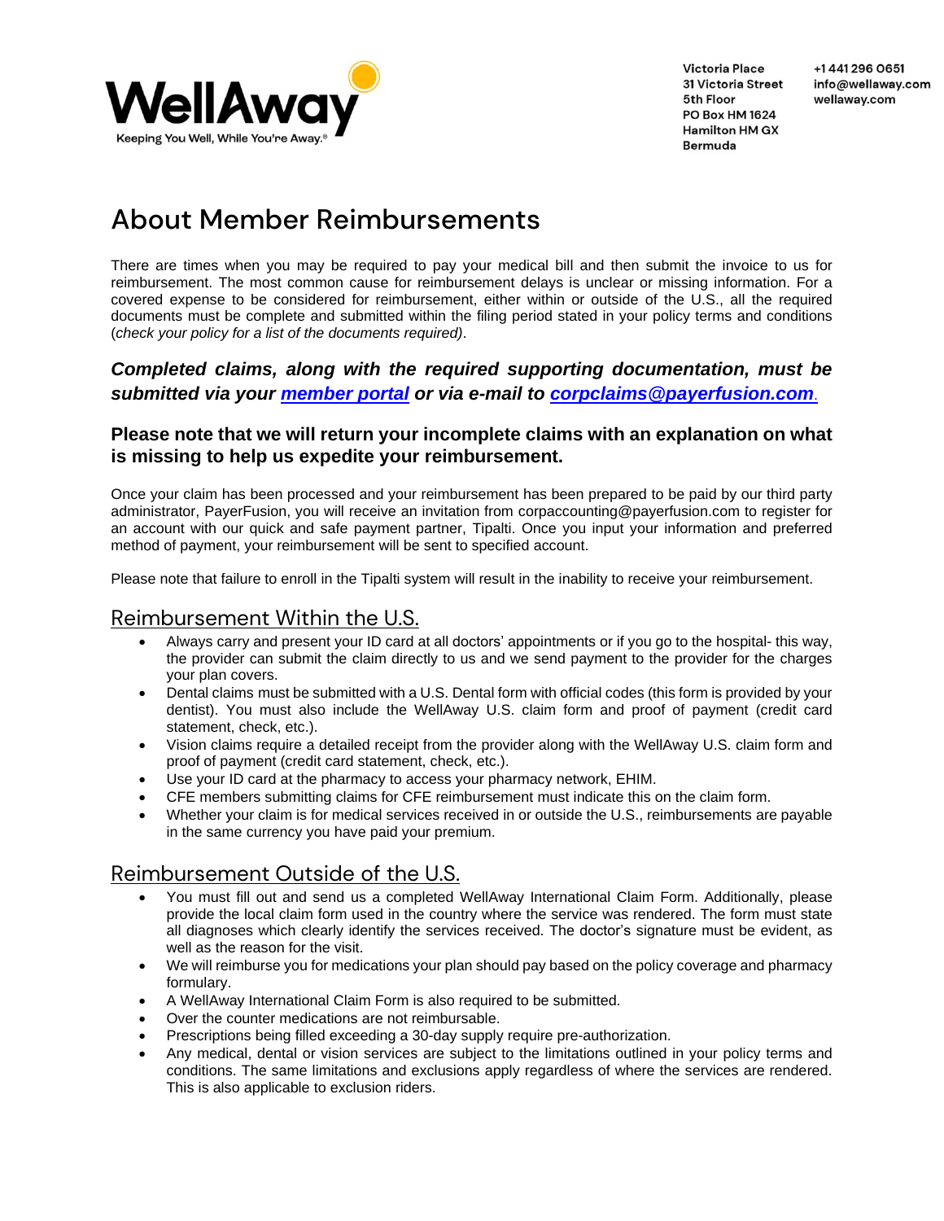WellAway

Keeping You Well, While You're Away.®

Victoria Place
31 Victoria Street
5th Floor
PO Box HM 1624
Hamilton HM GX
Bermuda

+1 441 296 0651
info@wellaway.com
wellaway.com

# About Member Reimbursements

There are times when you may be required to pay your medical bill and then submit the invoice to us for reimbursement. The most common cause for reimbursement delays is unclear or missing information. For a covered expense to be considered for reimbursement, either within or outside of the U.S., all the required documents must be complete and submitted within the filing period stated in your policy terms and conditions (*check your policy for a list of the documents required)*.

***Completed claims, along with the required supporting documentation, must be submitted via your member portal or via e-mail to corpclaims@payerfusion.com.***

**Please note that we will return your incomplete claims with an explanation on what is missing to help us expedite your reimbursement.**

Once your claim has been processed and your reimbursement has been prepared to be paid by our third party administrator, PayerFusion, you will receive an invitation from corpaccounting@payerfusion.com to register for an account with our quick and safe payment partner, Tipalti. Once you input your information and preferred method of payment, your reimbursement will be sent to specified account.

Please note that failure to enroll in the Tipalti system will result in the inability to receive your reimbursement.

## Reimbursement Within the U.S.

- Always carry and present your ID card at all doctors' appointments or if you go to the hospital- this way, the provider can submit the claim directly to us and we send payment to the provider for the charges your plan covers.
- Dental claims must be submitted with a U.S. Dental form with official codes (this form is provided by your dentist). You must also include the WellAway U.S. claim form and proof of payment (credit card statement, check, etc.).
- Vision claims require a detailed receipt from the provider along with the WellAway U.S. claim form and proof of payment (credit card statement, check, etc.).
- Use your ID card at the pharmacy to access your pharmacy network, EHIM.
- CFE members submitting claims for CFE reimbursement must indicate this on the claim form.
- Whether your claim is for medical services received in or outside the U.S., reimbursements are payable in the same currency you have paid your premium.

## Reimbursement Outside of the U.S.

- You must fill out and send us a completed WellAway International Claim Form. Additionally, please provide the local claim form used in the country where the service was rendered. The form must state all diagnoses which clearly identify the services received. The doctor's signature must be evident, as well as the reason for the visit.
- We will reimburse you for medications your plan should pay based on the policy coverage and pharmacy formulary.
- A WellAway International Claim Form is also required to be submitted.
- Over the counter medications are not reimbursable.
- Prescriptions being filled exceeding a 30-day supply require pre-authorization.
- Any medical, dental or vision services are subject to the limitations outlined in your policy terms and conditions. The same limitations and exclusions apply regardless of where the services are rendered. This is also applicable to exclusion riders.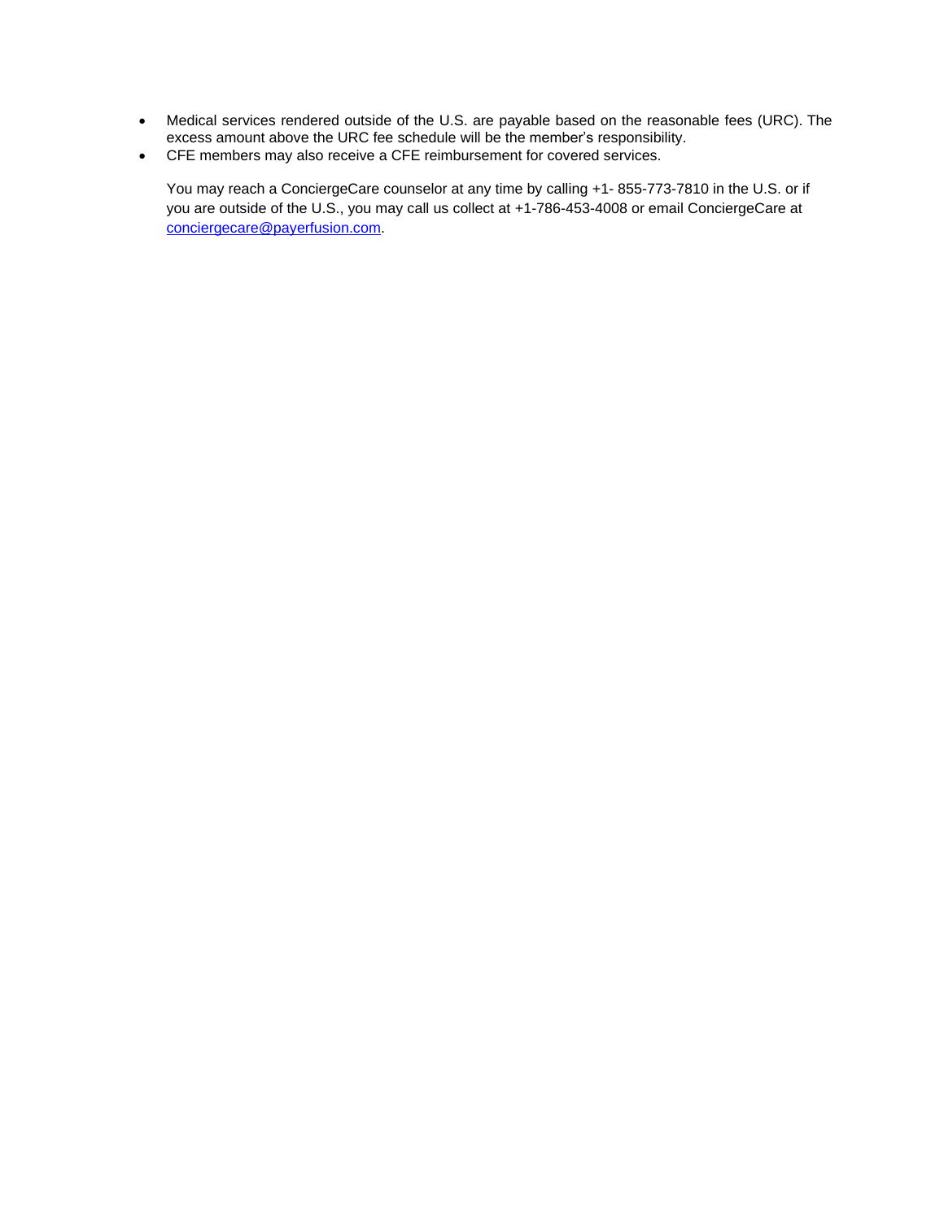- Medical services rendered outside of the U.S. are payable based on the reasonable fees (URC). The excess amount above the URC fee schedule will be the member's responsibility.
- CFE members may also receive a CFE reimbursement for covered services.

You may reach a ConciergeCare counselor at any time by calling +1- 855-773-7810 in the U.S. or if you are outside of the U.S., you may call us collect at +1-786-453-4008 or email ConciergeCare at conciergecare@payerfusion.com.